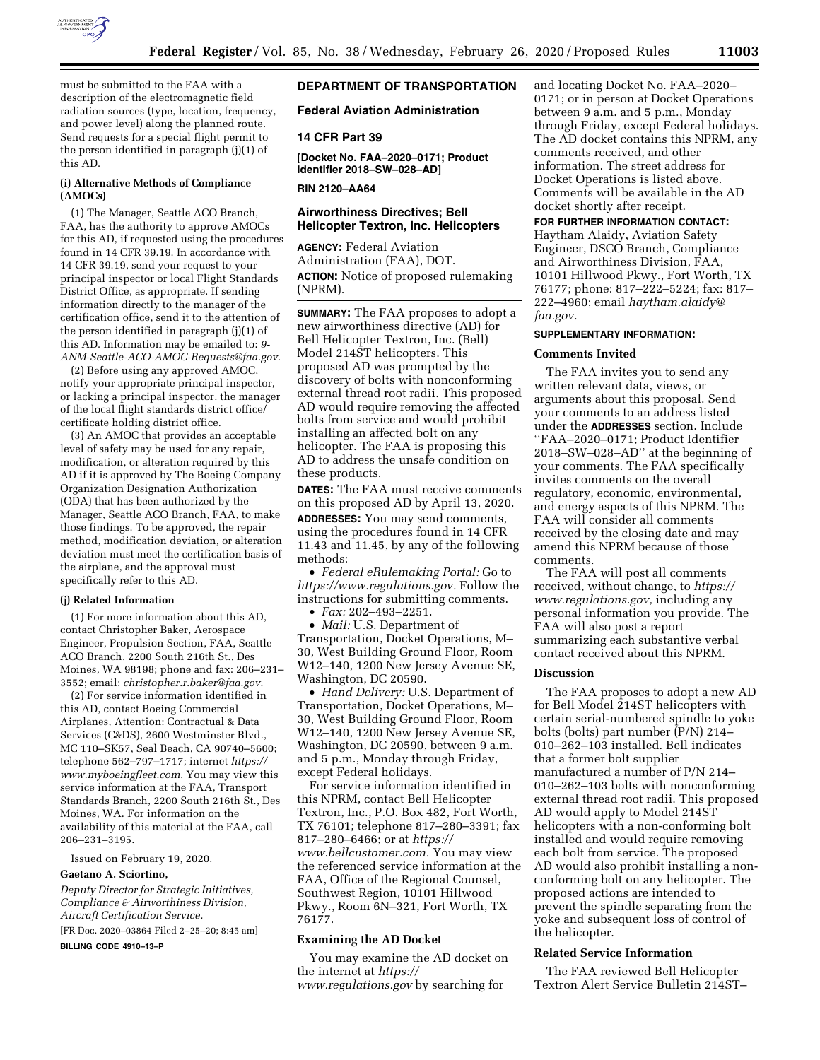must be submitted to the FAA with a description of the electromagnetic field radiation sources (type, location, frequency, and power level) along the planned route. Send requests for a special flight permit to the person identified in paragraph (j)(1) of this AD.

**(i) Alternative Methods of Compliance (AMOCs)**

(1) The Manager, Seattle ACO Branch, FAA, has the authority to approve AMOCs for this AD, if requested using the procedures found in 14 CFR 39.19. In accordance with 14 CFR 39.19, send your request to your principal inspector or local Flight Standards District Office, as appropriate. If sending information directly to the manager of the certification office, send it to the attention of the person identified in paragraph (j)(1) of this AD. Information may be emailed to: *9-ANM-Seattle-ACO-AMOC-Requests@faa.gov.*

(2) Before using any approved AMOC, notify your appropriate principal inspector, or lacking a principal inspector, the manager of the local flight standards district office/certificate holding district office.

(3) An AMOC that provides an acceptable level of safety may be used for any repair, modification, or alteration required by this AD if it is approved by The Boeing Company Organization Designation Authorization (ODA) that has been authorized by the Manager, Seattle ACO Branch, FAA, to make those findings. To be approved, the repair method, modification deviation, or alteration deviation must meet the certification basis of the airplane, and the approval must specifically refer to this AD.

**(j) Related Information**

(1) For more information about this AD, contact Christopher Baker, Aerospace Engineer, Propulsion Section, FAA, Seattle ACO Branch, 2200 South 216th St., Des Moines, WA 98198; phone and fax: 206–231–3552; email: *christopher.r.baker@faa.gov.*

(2) For service information identified in this AD, contact Boeing Commercial Airplanes, Attention: Contractual & Data Services (C&DS), 2600 Westminster Blvd., MC 110–SK57, Seal Beach, CA 90740–5600; telephone 562–797–1717; internet *https://www.myboeingfleet.com.* You may view this service information at the FAA, Transport Standards Branch, 2200 South 216th St., Des Moines, WA. For information on the availability of this material at the FAA, call 206–231–3195.

Issued on February 19, 2020.

**Gaetano A. Sciortino,**

*Deputy Director for Strategic Initiatives, Compliance & Airworthiness Division, Aircraft Certification Service.*

[FR Doc. 2020–03864 Filed 2–25–20; 8:45 am]

**BILLING CODE 4910–13–P**

## DEPARTMENT OF TRANSPORTATION

### Federal Aviation Administration

### 14 CFR Part 39

**[Docket No. FAA–2020–0171; Product Identifier 2018–SW–028–AD]**

**RIN 2120–AA64**

### Airworthiness Directives; Bell Helicopter Textron, Inc. Helicopters

**AGENCY:** Federal Aviation Administration (FAA), DOT.

**ACTION:** Notice of proposed rulemaking (NPRM).

**SUMMARY:** The FAA proposes to adopt a new airworthiness directive (AD) for Bell Helicopter Textron, Inc. (Bell) Model 214ST helicopters. This proposed AD was prompted by the discovery of bolts with nonconforming external thread root radii. This proposed AD would require removing the affected bolts from service and would prohibit installing an affected bolt on any helicopter. The FAA is proposing this AD to address the unsafe condition on these products.

**DATES:** The FAA must receive comments on this proposed AD by April 13, 2020.

**ADDRESSES:** You may send comments, using the procedures found in 14 CFR 11.43 and 11.45, by any of the following methods:

- *Federal eRulemaking Portal:* Go to *https://www.regulations.gov.* Follow the instructions for submitting comments.
- *Fax:* 202–493–2251.
- *Mail:* U.S. Department of Transportation, Docket Operations, M–30, West Building Ground Floor, Room W12–140, 1200 New Jersey Avenue SE, Washington, DC 20590.
- *Hand Delivery:* U.S. Department of Transportation, Docket Operations, M–30, West Building Ground Floor, Room W12–140, 1200 New Jersey Avenue SE, Washington, DC 20590, between 9 a.m. and 5 p.m., Monday through Friday, except Federal holidays.

For service information identified in this NPRM, contact Bell Helicopter Textron, Inc., P.O. Box 482, Fort Worth, TX 76101; telephone 817–280–3391; fax 817–280–6466; or at *https://www.bellcustomer.com.* You may view the referenced service information at the FAA, Office of the Regional Counsel, Southwest Region, 10101 Hillwood Pkwy., Room 6N–321, Fort Worth, TX 76177.

**Examining the AD Docket**

You may examine the AD docket on the internet at *https://www.regulations.gov* by searching for and locating Docket No. FAA–2020–0171; or in person at Docket Operations between 9 a.m. and 5 p.m., Monday through Friday, except Federal holidays. The AD docket contains this NPRM, any comments received, and other information. The street address for Docket Operations is listed above. Comments will be available in the AD docket shortly after receipt.

**FOR FURTHER INFORMATION CONTACT:** Haytham Alaidy, Aviation Safety Engineer, DSCO Branch, Compliance and Airworthiness Division, FAA, 10101 Hillwood Pkwy., Fort Worth, TX 76177; phone: 817–222–5224; fax: 817–222–4960; email *haytham.alaidy@faa.gov.*

**SUPPLEMENTARY INFORMATION:**

**Comments Invited**

The FAA invites you to send any written relevant data, views, or arguments about this proposal. Send your comments to an address listed under the **ADDRESSES** section. Include ''FAA–2020–0171; Product Identifier 2018–SW–028–AD'' at the beginning of your comments. The FAA specifically invites comments on the overall regulatory, economic, environmental, and energy aspects of this NPRM. The FAA will consider all comments received by the closing date and may amend this NPRM because of those comments.

The FAA will post all comments received, without change, to *https://www.regulations.gov,* including any personal information you provide. The FAA will also post a report summarizing each substantive verbal contact received about this NPRM.

**Discussion**

The FAA proposes to adopt a new AD for Bell Model 214ST helicopters with certain serial-numbered spindle to yoke bolts (bolts) part number (P/N) 214–010–262–103 installed. Bell indicates that a former bolt supplier manufactured a number of P/N 214–010–262–103 bolts with nonconforming external thread root radii. This proposed AD would apply to Model 214ST helicopters with a non-conforming bolt installed and would require removing each bolt from service. The proposed AD would also prohibit installing a non-conforming bolt on any helicopter. The proposed actions are intended to prevent the spindle separating from the yoke and subsequent loss of control of the helicopter.

**Related Service Information**

The FAA reviewed Bell Helicopter Textron Alert Service Bulletin 214ST–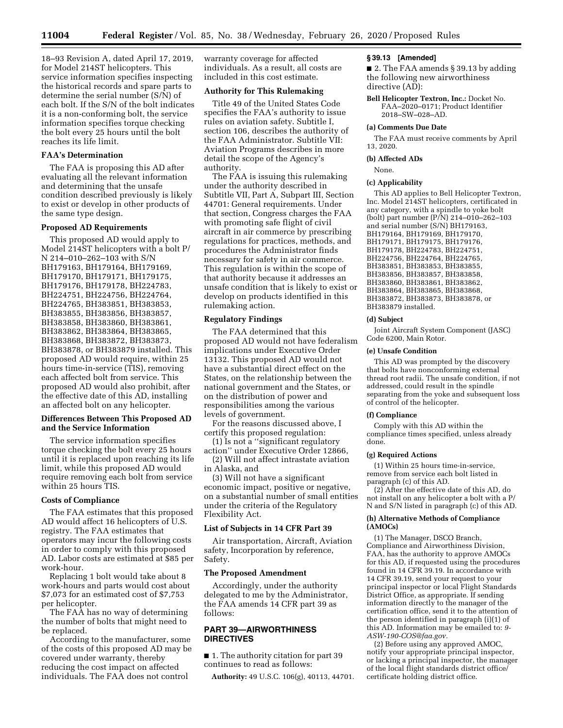18–93 Revision A, dated April 17, 2019, for Model 214ST helicopters. This service information specifies inspecting the historical records and spare parts to determine the serial number (S/N) of each bolt. If the S/N of the bolt indicates it is a non-conforming bolt, the service information specifies torque checking the bolt every 25 hours until the bolt reaches its life limit.

### FAA's Determination

The FAA is proposing this AD after evaluating all the relevant information and determining that the unsafe condition described previously is likely to exist or develop in other products of the same type design.

### Proposed AD Requirements

This proposed AD would apply to Model 214ST helicopters with a bolt P/N 214–010–262–103 with S/N BH179163, BH179164, BH179169, BH179170, BH179171, BH179175, BH179176, BH179178, BH224783, BH224751, BH224756, BH224764, BH224765, BH383851, BH383853, BH383855, BH383856, BH383857, BH383858, BH383860, BH383861, BH383862, BH383864, BH383865, BH383868, BH383872, BH383873, BH383878, or BH383879 installed. This proposed AD would require, within 25 hours time-in-service (TIS), removing each affected bolt from service. This proposed AD would also prohibit, after the effective date of this AD, installing an affected bolt on any helicopter.

### Differences Between This Proposed AD and the Service Information

The service information specifies torque checking the bolt every 25 hours until it is replaced upon reaching its life limit, while this proposed AD would require removing each bolt from service within 25 hours TIS.

### Costs of Compliance

The FAA estimates that this proposed AD would affect 16 helicopters of U.S. registry. The FAA estimates that operators may incur the following costs in order to comply with this proposed AD. Labor costs are estimated at $85 per work-hour.

Replacing 1 bolt would take about 8 work-hours and parts would cost about $7,073 for an estimated cost of $7,753 per helicopter.

The FAA has no way of determining the number of bolts that might need to be replaced.

According to the manufacturer, some of the costs of this proposed AD may be covered under warranty, thereby reducing the cost impact on affected individuals. The FAA does not control warranty coverage for affected individuals. As a result, all costs are included in this cost estimate.

### Authority for This Rulemaking

Title 49 of the United States Code specifies the FAA's authority to issue rules on aviation safety. Subtitle I, section 106, describes the authority of the FAA Administrator. Subtitle VII: Aviation Programs describes in more detail the scope of the Agency's authority.

The FAA is issuing this rulemaking under the authority described in Subtitle VII, Part A, Subpart III, Section 44701: General requirements. Under that section, Congress charges the FAA with promoting safe flight of civil aircraft in air commerce by prescribing regulations for practices, methods, and procedures the Administrator finds necessary for safety in air commerce. This regulation is within the scope of that authority because it addresses an unsafe condition that is likely to exist or develop on products identified in this rulemaking action.

### Regulatory Findings

The FAA determined that this proposed AD would not have federalism implications under Executive Order 13132. This proposed AD would not have a substantial direct effect on the States, on the relationship between the national government and the States, or on the distribution of power and responsibilities among the various levels of government.

For the reasons discussed above, I certify this proposed regulation:

(1) Is not a "significant regulatory action" under Executive Order 12866,

(2) Will not affect intrastate aviation in Alaska, and

(3) Will not have a significant economic impact, positive or negative, on a substantial number of small entities under the criteria of the Regulatory Flexibility Act.

### List of Subjects in 14 CFR Part 39

Air transportation, Aircraft, Aviation safety, Incorporation by reference, Safety.

### The Proposed Amendment

Accordingly, under the authority delegated to me by the Administrator, the FAA amends 14 CFR part 39 as follows:

## PART 39—AIRWORTHINESS DIRECTIVES

■ 1. The authority citation for part 39 continues to read as follows:

**Authority:** 49 U.S.C. 106(g), 40113, 44701.

### § 39.13 [Amended]

■ 2. The FAA amends § 39.13 by adding the following new airworthiness directive (AD):

**Bell Helicopter Textron, Inc.:** Docket No. FAA–2020–0171; Product Identifier 2018–SW–028–AD.

#### (a) Comments Due Date

The FAA must receive comments by April 13, 2020.

#### (b) Affected ADs

None.

#### (c) Applicability

This AD applies to Bell Helicopter Textron, Inc. Model 214ST helicopters, certificated in any category, with a spindle to yoke bolt (bolt) part number (P/N) 214–010–262–103 and serial number (S/N) BH179163, BH179164, BH179169, BH179170, BH179171, BH179175, BH179176, BH179178, BH224783, BH224751, BH224756, BH224764, BH224765, BH383851, BH383853, BH383855, BH383856, BH383857, BH383858, BH383860, BH383861, BH383862, BH383864, BH383865, BH383868, BH383872, BH383873, BH383878, or BH383879 installed.

#### (d) Subject

Joint Aircraft System Component (JASC) Code 6200, Main Rotor.

#### (e) Unsafe Condition

This AD was prompted by the discovery that bolts have nonconforming external thread root radii. The unsafe condition, if not addressed, could result in the spindle separating from the yoke and subsequent loss of control of the helicopter.

#### (f) Compliance

Comply with this AD within the compliance times specified, unless already done.

#### (g) Required Actions

(1) Within 25 hours time-in-service, remove from service each bolt listed in paragraph (c) of this AD.

(2) After the effective date of this AD, do not install on any helicopter a bolt with a P/N and S/N listed in paragraph (c) of this AD.

#### (h) Alternative Methods of Compliance (AMOCs)

(1) The Manager, DSCO Branch, Compliance and Airworthiness Division, FAA, has the authority to approve AMOCs for this AD, if requested using the procedures found in 14 CFR 39.19. In accordance with 14 CFR 39.19, send your request to your principal inspector or local Flight Standards District Office, as appropriate. If sending information directly to the manager of the certification office, send it to the attention of the person identified in paragraph (i)(1) of this AD. Information may be emailed to: *9-ASW-190-COS@faa.gov*.

(2) Before using any approved AMOC, notify your appropriate principal inspector, or lacking a principal inspector, the manager of the local flight standards district office/certificate holding district office.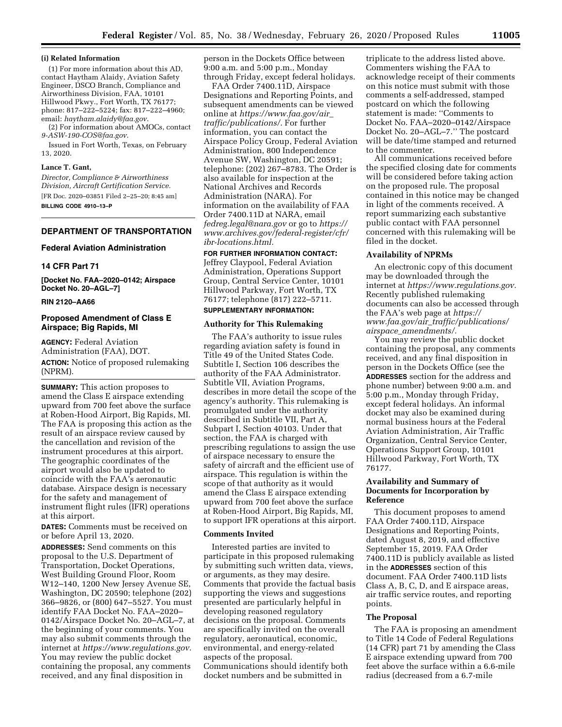#### (i) Related Information

(1) For more information about this AD, contact Haytham Alaidy, Aviation Safety Engineer, DSCO Branch, Compliance and Airworthiness Division, FAA, 10101 Hillwood Pkwy., Fort Worth, TX 76177; phone: 817–222–5224; fax: 817–222–4960; email: *haytham.alaidy@faa.gov.*

(2) For information about AMOCs, contact *9-ASW-190-COS@faa.gov.*

Issued in Fort Worth, Texas, on February 13, 2020.

**Lance T. Gant,**

*Director, Compliance & Airworthiness Division, Aircraft Certification Service.*

[FR Doc. 2020–03851 Filed 2–25–20; 8:45 am]

**BILLING CODE 4910–13–P**

## DEPARTMENT OF TRANSPORTATION

### Federal Aviation Administration

### 14 CFR Part 71

**[Docket No. FAA–2020–0142; Airspace Docket No. 20–AGL–7]**

**RIN 2120–AA66**

## Proposed Amendment of Class E Airspace; Big Rapids, MI

**AGENCY:** Federal Aviation Administration (FAA), DOT.

**ACTION:** Notice of proposed rulemaking (NPRM).

**SUMMARY:** This action proposes to amend the Class E airspace extending upward from 700 feet above the surface at Roben-Hood Airport, Big Rapids, MI. The FAA is proposing this action as the result of an airspace review caused by the cancellation and revision of the instrument procedures at this airport. The geographic coordinates of the airport would also be updated to coincide with the FAA's aeronautic database. Airspace design is necessary for the safety and management of instrument flight rules (IFR) operations at this airport.

**DATES:** Comments must be received on or before April 13, 2020.

**ADDRESSES:** Send comments on this proposal to the U.S. Department of Transportation, Docket Operations, West Building Ground Floor, Room W12–140, 1200 New Jersey Avenue SE, Washington, DC 20590; telephone (202) 366–9826, or (800) 647–5527. You must identify FAA Docket No. FAA–2020–0142/Airspace Docket No. 20–AGL–7, at the beginning of your comments. You may also submit comments through the internet at *https://www.regulations.gov.* You may review the public docket containing the proposal, any comments received, and any final disposition in person in the Dockets Office between 9:00 a.m. and 5:00 p.m., Monday through Friday, except federal holidays.

FAA Order 7400.11D, Airspace Designations and Reporting Points, and subsequent amendments can be viewed online at *https://www.faa.gov/air_traffic/publications/.* For further information, you can contact the Airspace Policy Group, Federal Aviation Administration, 800 Independence Avenue SW, Washington, DC 20591; telephone: (202) 267–8783. The Order is also available for inspection at the National Archives and Records Administration (NARA). For information on the availability of FAA Order 7400.11D at NARA, email *fedreg.legal@nara.gov* or go to *https://www.archives.gov/federal-register/cfr/ibr-locations.html.*

**FOR FURTHER INFORMATION CONTACT:** Jeffrey Claypool, Federal Aviation Administration, Operations Support Group, Central Service Center, 10101 Hillwood Parkway, Fort Worth, TX 76177; telephone (817) 222–5711.

**SUPPLEMENTARY INFORMATION:**

#### Authority for This Rulemaking

The FAA's authority to issue rules regarding aviation safety is found in Title 49 of the United States Code. Subtitle I, Section 106 describes the authority of the FAA Administrator. Subtitle VII, Aviation Programs, describes in more detail the scope of the agency's authority. This rulemaking is promulgated under the authority described in Subtitle VII, Part A, Subpart I, Section 40103. Under that section, the FAA is charged with prescribing regulations to assign the use of airspace necessary to ensure the safety of aircraft and the efficient use of airspace. This regulation is within the scope of that authority as it would amend the Class E airspace extending upward from 700 feet above the surface at Roben-Hood Airport, Big Rapids, MI, to support IFR operations at this airport.

#### Comments Invited

Interested parties are invited to participate in this proposed rulemaking by submitting such written data, views, or arguments, as they may desire. Comments that provide the factual basis supporting the views and suggestions presented are particularly helpful in developing reasoned regulatory decisions on the proposal. Comments are specifically invited on the overall regulatory, aeronautical, economic, environmental, and energy-related aspects of the proposal. Communications should identify both docket numbers and be submitted in triplicate to the address listed above. Commenters wishing the FAA to acknowledge receipt of their comments on this notice must submit with those comments a self-addressed, stamped postcard on which the following statement is made: ''Comments to Docket No. FAA–2020–0142/Airspace Docket No. 20–AGL–7.'' The postcard will be date/time stamped and returned to the commenter.

All communications received before the specified closing date for comments will be considered before taking action on the proposed rule. The proposal contained in this notice may be changed in light of the comments received. A report summarizing each substantive public contact with FAA personnel concerned with this rulemaking will be filed in the docket.

#### Availability of NPRMs

An electronic copy of this document may be downloaded through the internet at *https://www.regulations.gov.* Recently published rulemaking documents can also be accessed through the FAA's web page at *https://www.faa.gov/air_traffic/publications/airspace_amendments/.*

You may review the public docket containing the proposal, any comments received, and any final disposition in person in the Dockets Office (see the **ADDRESSES** section for the address and phone number) between 9:00 a.m. and 5:00 p.m., Monday through Friday, except federal holidays. An informal docket may also be examined during normal business hours at the Federal Aviation Administration, Air Traffic Organization, Central Service Center, Operations Support Group, 10101 Hillwood Parkway, Fort Worth, TX 76177.

#### Availability and Summary of Documents for Incorporation by Reference

This document proposes to amend FAA Order 7400.11D, Airspace Designations and Reporting Points, dated August 8, 2019, and effective September 15, 2019. FAA Order 7400.11D is publicly available as listed in the **ADDRESSES** section of this document. FAA Order 7400.11D lists Class A, B, C, D, and E airspace areas, air traffic service routes, and reporting points.

#### The Proposal

The FAA is proposing an amendment to Title 14 Code of Federal Regulations (14 CFR) part 71 by amending the Class E airspace extending upward from 700 feet above the surface within a 6.6-mile radius (decreased from a 6.7-mile